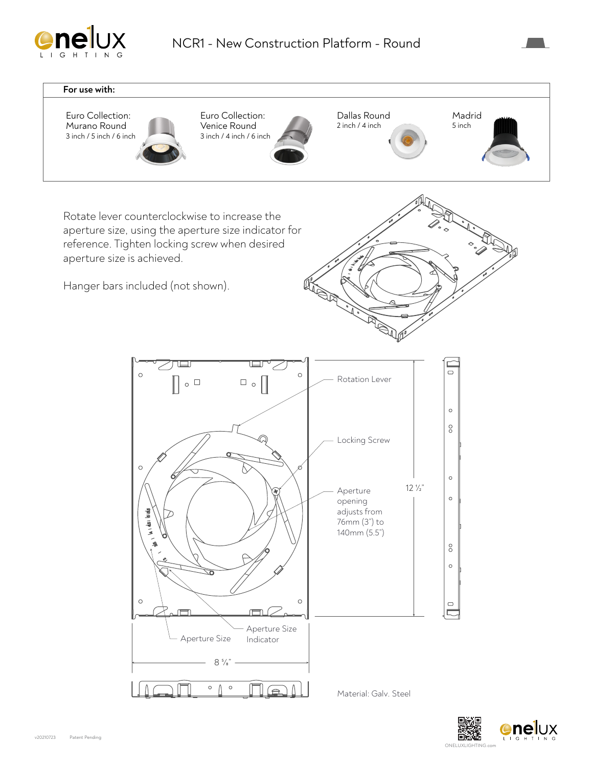# NCR1 - New Construction Platform - Round

**For use with:**

| Euro Collection: Murano Round | Euro Collection: Venice Round | Dallas Round | Madrid |
|---|---|---|---|
| 3 inch / 5 inch / 6 inch | 3 inch / 4 inch / 6 inch | 2 inch / 4 inch | 5 inch |

Rotate lever counterclockwise to increase the aperture size, using the aperture size indicator for reference. Tighten locking screw when desired aperture size is achieved.

Hanger bars included (not shown).

Rotation Lever

Locking Screw

Aperture opening adjusts from 76mm (3") to 140mm (5.5")

12 ½"

Aperture Size

Aperture Size Indicator

8 ⅝"

Material: Galv. Steel

v20210723 Patent Pending

ONELUXLIGHTING.com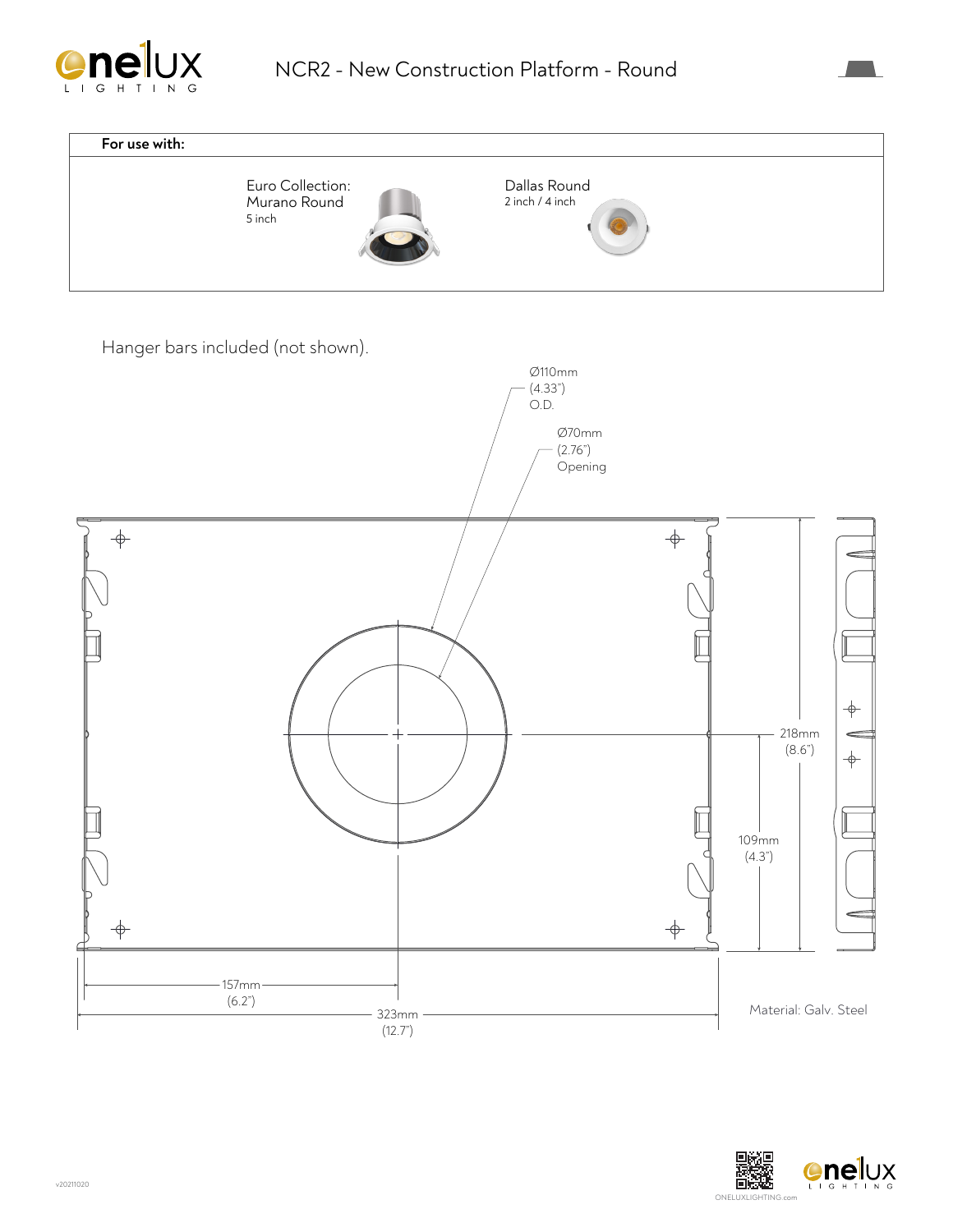# NCR2 - New Construction Platform - Round

**For use with:**

| Euro Collection: Murano Round 5 inch | Dallas Round 2 inch / 4 inch |
|---|---|

Hanger bars included (not shown).

Ø110mm (4.33") O.D.

Ø70mm (2.76") Opening

218mm (8.6")

109mm (4.3")

157mm (6.2")

323mm (12.7")

Material: Galv. Steel

v20211020

ONELUXLIGHTING.com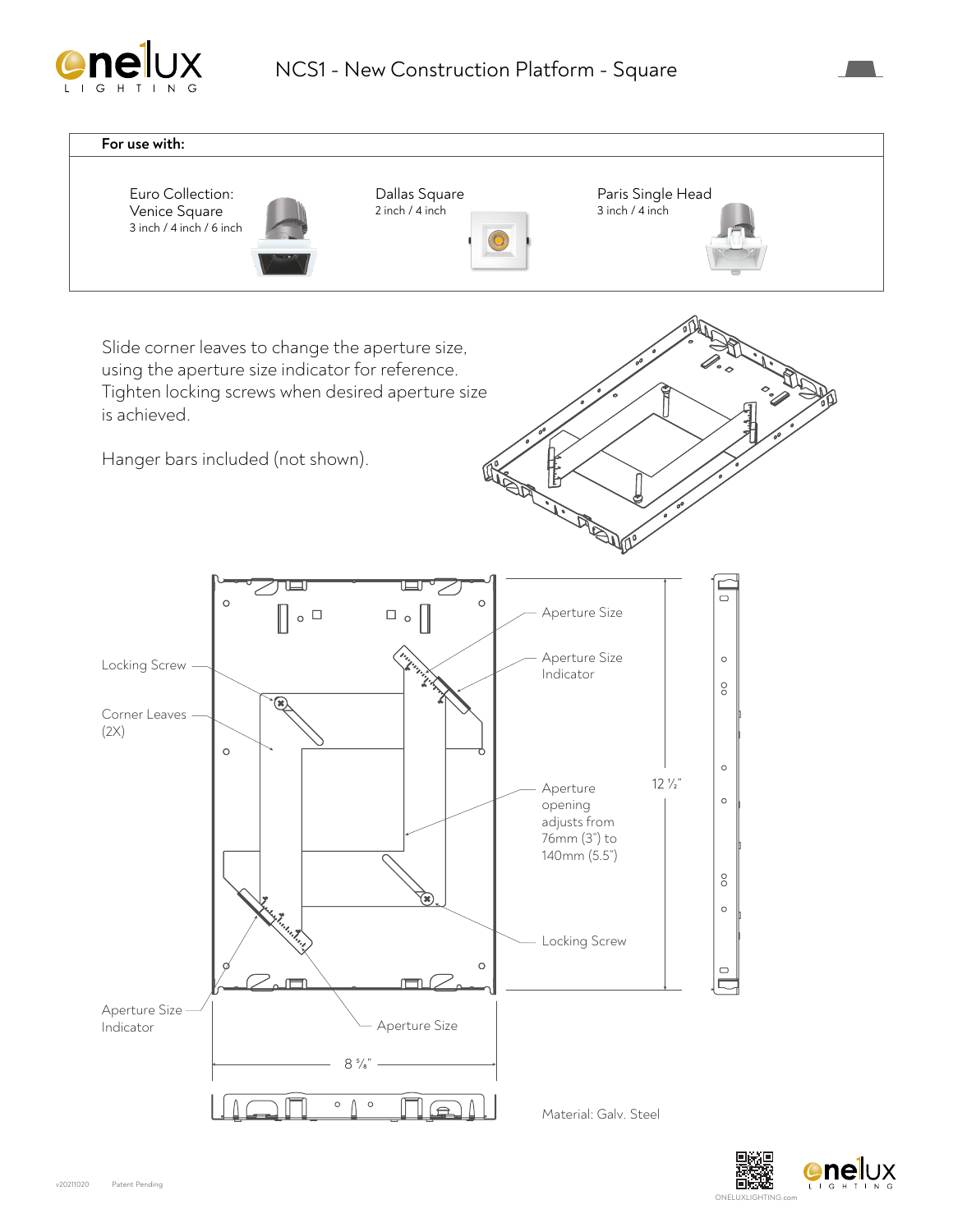# NCS1 - New Construction Platform - Square

**For use with:**

Euro Collection: Venice Square
3 inch / 4 inch / 6 inch

Dallas Square
2 inch / 4 inch

Paris Single Head
3 inch / 4 inch

Slide corner leaves to change the aperture size, using the aperture size indicator for reference. Tighten locking screws when desired aperture size is achieved.

Hanger bars included (not shown).

Locking Screw

Corner Leaves (2X)

Aperture Size

Aperture Size Indicator

Aperture opening adjusts from 76mm (3") to 140mm (5.5")

Locking Screw

12 ½"

Aperture Size Indicator

Aperture Size

8 ⁵⁄₈"

Material: Galv. Steel

ONELUXLIGHTING.com

v20211020 Patent Pending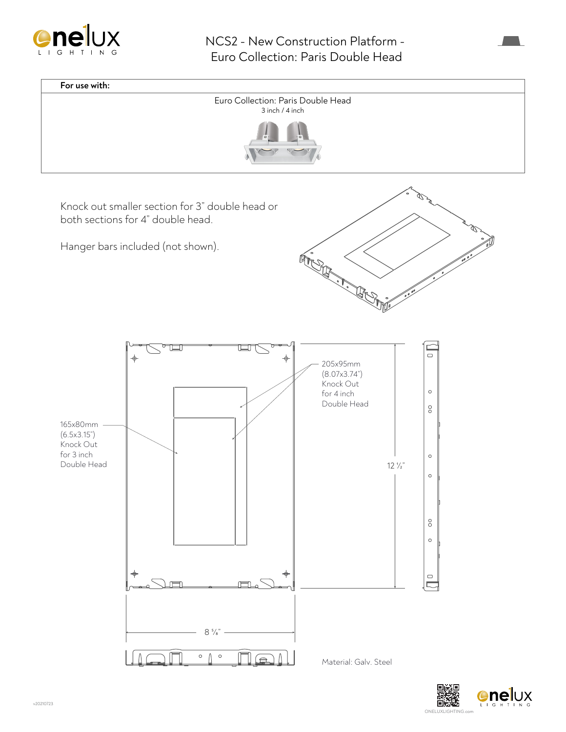# NCS2 - New Construction Platform - Euro Collection: Paris Double Head

**For use with:**

Euro Collection: Paris Double Head
3 inch / 4 inch

Knock out smaller section for 3" double head or both sections for 4" double head.

Hanger bars included (not shown).

205x95mm
(8.07x3.74")
Knock Out
for 4 inch
Double Head

165x80mm
(6.5x3.15")
Knock Out
for 3 inch
Double Head

12 ½"

8 ⅝"

Material: Galv. Steel

v20210723

ONELUXLIGHTING.com